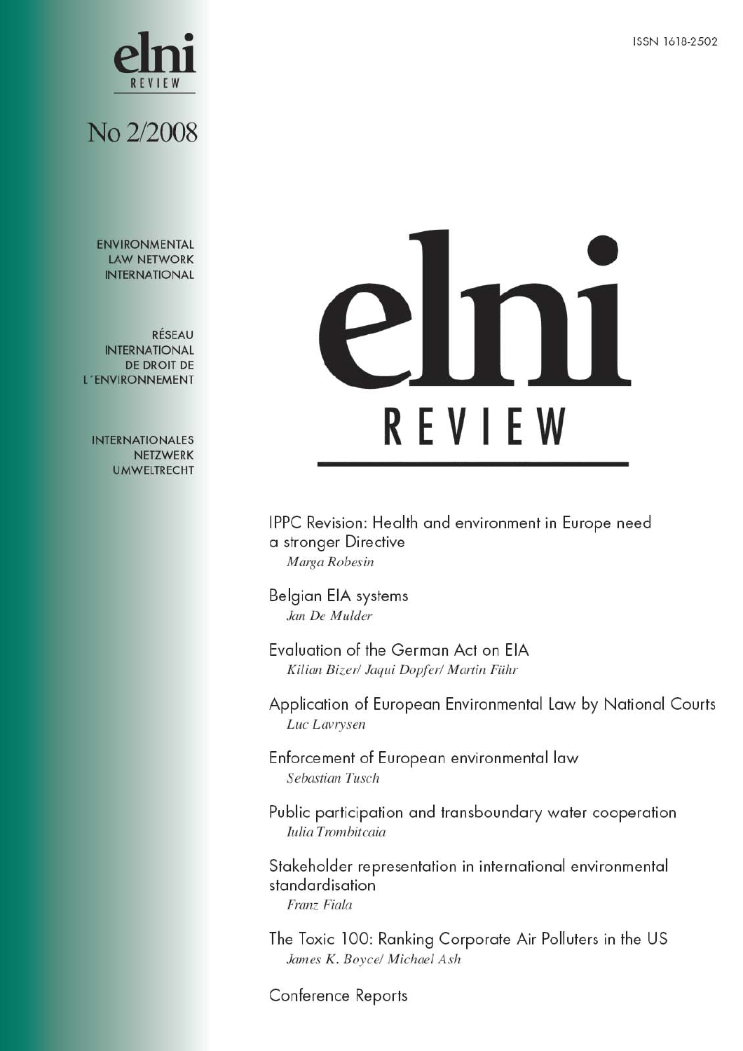ISSN 1618-2502

# elni REVIEW

No 2/2008

ENVIRONMENTAL LAW NETWORK INTERNATIONAL

RÉSEAU INTERNATIONAL DE DROIT DE L´ENVIRONNEMENT

INTERNATIONALES NETZWERK UMWELTRECHT

IPPC Revision: Health and environment in Europe need a stronger Directive
*Marga Robesin*

Belgian EIA systems
*Jan De Mulder*

Evaluation of the German Act on EIA
*Kilian Bizer/ Jaqui Dopfer/ Martin Führ*

Application of European Environmental Law by National Courts
*Luc Lavrysen*

Enforcement of European environmental law
*Sebastian Tusch*

Public participation and transboundary water cooperation
*Iulia Trombitcaia*

Stakeholder representation in international environmental standardisation
*Franz Fiala*

The Toxic 100: Ranking Corporate Air Polluters in the US
*James K. Boyce/ Michael Ash*

Conference Reports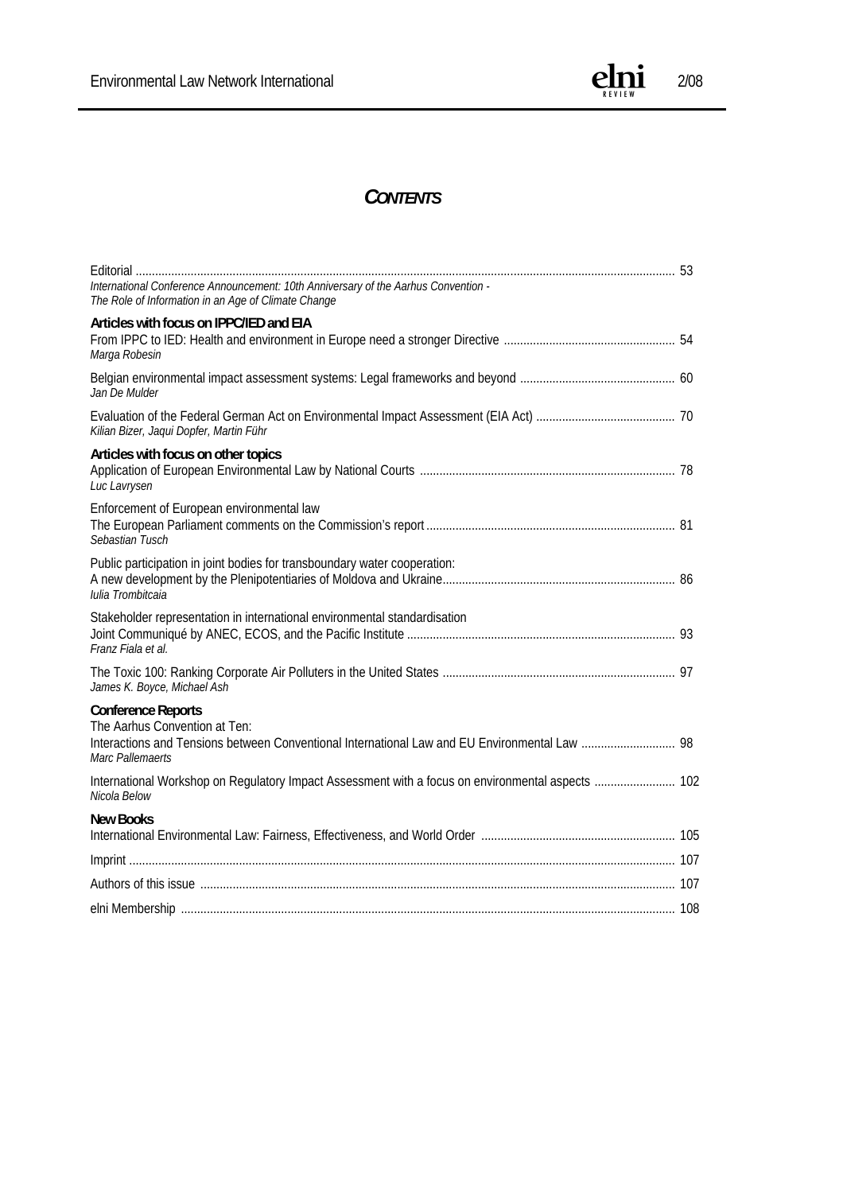# *Contents*

Editorial ... 53

*International Conference Announcement: 10th Anniversary of the Aarhus Convention - The Role of Information in an Age of Climate Change*

**Articles with focus on IPPC/IED and EIA**

From IPPC to IED: Health and environment in Europe need a stronger Directive ... 54
*Marga Robesin*

Belgian environmental impact assessment systems: Legal frameworks and beyond ... 60
*Jan De Mulder*

Evaluation of the Federal German Act on Environmental Impact Assessment (EIA Act) ... 70
*Kilian Bizer, Jaqui Dopfer, Martin Führ*

**Articles with focus on other topics**

Application of European Environmental Law by National Courts ... 78
*Luc Lavrysen*

Enforcement of European environmental law
The European Parliament comments on the Commission's report ... 81
*Sebastian Tusch*

Public participation in joint bodies for transboundary water cooperation:
A new development by the Plenipotentiaries of Moldova and Ukraine ... 86
*Iulia Trombitcaia*

Stakeholder representation in international environmental standardisation
Joint Communiqué by ANEC, ECOS, and the Pacific Institute ... 93
*Franz Fiala et al.*

The Toxic 100: Ranking Corporate Air Polluters in the United States ... 97
*James K. Boyce, Michael Ash*

**Conference Reports**

The Aarhus Convention at Ten:
Interactions and Tensions between Conventional International Law and EU Environmental Law ... 98
*Marc Pallemaerts*

International Workshop on Regulatory Impact Assessment with a focus on environmental aspects ... 102
*Nicola Below*

**New Books**

International Environmental Law: Fairness, Effectiveness, and World Order ... 105

Imprint ... 107

Authors of this issue ... 107

elni Membership ... 108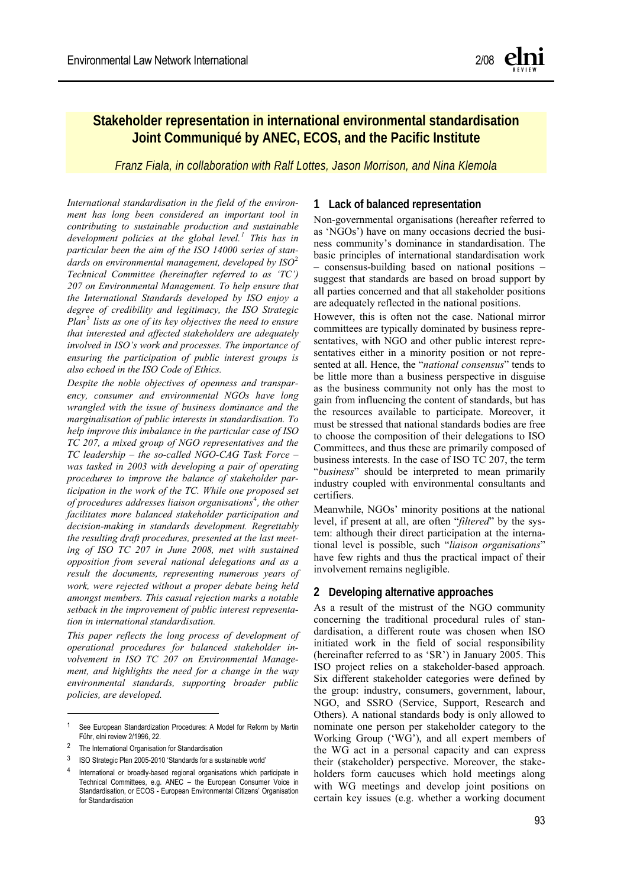# Stakeholder representation in international environmental standardisation Joint Communiqué by ANEC, ECOS, and the Pacific Institute

*Franz Fiala, in collaboration with Ralf Lottes, Jason Morrison, and Nina Klemola*

*International standardisation in the field of the environment has long been considered an important tool in contributing to sustainable production and sustainable development policies at the global level.[1] This has in particular been the aim of the ISO 14000 series of standards on environmental management, developed by ISO[2] Technical Committee (hereinafter referred to as 'TC') 207 on Environmental Management. To help ensure that the International Standards developed by ISO enjoy a degree of credibility and legitimacy, the ISO Strategic Plan[3] lists as one of its key objectives the need to ensure that interested and affected stakeholders are adequately involved in ISO's work and processes. The importance of ensuring the participation of public interest groups is also echoed in the ISO Code of Ethics.*

*Despite the noble objectives of openness and transparency, consumer and environmental NGOs have long wrangled with the issue of business dominance and the marginalisation of public interests in standardisation. To help improve this imbalance in the particular case of ISO TC 207, a mixed group of NGO representatives and the TC leadership – the so-called NGO-CAG Task Force – was tasked in 2003 with developing a pair of operating procedures to improve the balance of stakeholder participation in the work of the TC. While one proposed set of procedures addresses liaison organisations[4], the other facilitates more balanced stakeholder participation and decision-making in standards development. Regrettably the resulting draft procedures, presented at the last meeting of ISO TC 207 in June 2008, met with sustained opposition from several national delegations and as a result the documents, representing numerous years of work, were rejected without a proper debate being held amongst members. This casual rejection marks a notable setback in the improvement of public interest representation in international standardisation.*

*This paper reflects the long process of development of operational procedures for balanced stakeholder involvement in ISO TC 207 on Environmental Management, and highlights the need for a change in the way environmental standards, supporting broader public policies, are developed.*

## 1 Lack of balanced representation

Non-governmental organisations (hereafter referred to as 'NGOs') have on many occasions decried the business community's dominance in standardisation. The basic principles of international standardisation work – consensus-building based on national positions – suggest that standards are based on broad support by all parties concerned and that all stakeholder positions are adequately reflected in the national positions.

However, this is often not the case. National mirror committees are typically dominated by business representatives, with NGO and other public interest representatives either in a minority position or not represented at all. Hence, the "*national consensus*" tends to be little more than a business perspective in disguise as the business community not only has the most to gain from influencing the content of standards, but has the resources available to participate. Moreover, it must be stressed that national standards bodies are free to choose the composition of their delegations to ISO Committees, and thus these are primarily composed of business interests. In the case of ISO TC 207, the term "*business*" should be interpreted to mean primarily industry coupled with environmental consultants and certifiers.

Meanwhile, NGOs' minority positions at the national level, if present at all, are often "*filtered*" by the system: although their direct participation at the international level is possible, such "*liaison organisations*" have few rights and thus the practical impact of their involvement remains negligible.

## 2 Developing alternative approaches

As a result of the mistrust of the NGO community concerning the traditional procedural rules of standardisation, a different route was chosen when ISO initiated work in the field of social responsibility (hereinafter referred to as 'SR') in January 2005. This ISO project relies on a stakeholder-based approach. Six different stakeholder categories were defined by the group: industry, consumers, government, labour, NGO, and SSRO (Service, Support, Research and Others). A national standards body is only allowed to nominate one person per stakeholder category to the Working Group ('WG'), and all expert members of the WG act in a personal capacity and can express their (stakeholder) perspective. Moreover, the stakeholders form caucuses which hold meetings along with WG meetings and develop joint positions on certain key issues (e.g. whether a working document

---

[1] See European Standardization Procedures: A Model for Reform by Martin Führ, elni review 2/1996, 22.

[2] The International Organisation for Standardisation

[3] ISO Strategic Plan 2005-2010 'Standards for a sustainable world'

[4] International or broadly-based regional organisations which participate in Technical Committees, e.g. ANEC – the European Consumer Voice in Standardisation, or ECOS - European Environmental Citizens' Organisation for Standardisation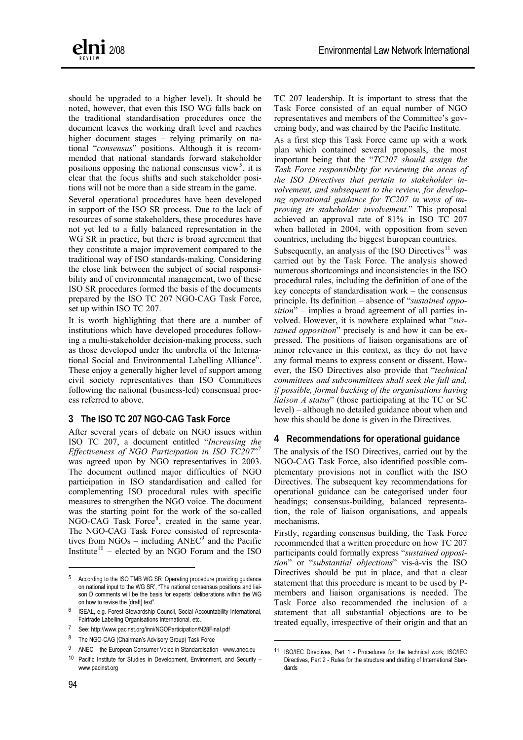should be upgraded to a higher level). It should be noted, however, that even this ISO WG falls back on the traditional standardisation procedures once the document leaves the working draft level and reaches higher document stages – relying primarily on national "*consensus*" positions. Although it is recommended that national standards forward stakeholder positions opposing the national consensus view[5], it is clear that the focus shifts and such stakeholder positions will not be more than a side stream in the game.

Several operational procedures have been developed in support of the ISO SR process. Due to the lack of resources of some stakeholders, these procedures have not yet led to a fully balanced representation in the WG SR in practice, but there is broad agreement that they constitute a major improvement compared to the traditional way of ISO standards-making. Considering the close link between the subject of social responsibility and of environmental management, two of these ISO SR procedures formed the basis of the documents prepared by the ISO TC 207 NGO-CAG Task Force, set up within ISO TC 207.

It is worth highlighting that there are a number of institutions which have developed procedures following a multi-stakeholder decision-making process, such as those developed under the umbrella of the International Social and Environmental Labelling Alliance[6]. These enjoy a generally higher level of support among civil society representatives than ISO Committees following the national (business-led) consensual process referred to above.

## 3 The ISO TC 207 NGO-CAG Task Force

After several years of debate on NGO issues within ISO TC 207, a document entitled "*Increasing the Effectiveness of NGO Participation in ISO TC207*"[7] was agreed upon by NGO representatives in 2003. The document outlined major difficulties of NGO participation in ISO standardisation and called for complementing ISO procedural rules with specific measures to strengthen the NGO voice. The document was the starting point for the work of the so-called NGO-CAG Task Force[8], created in the same year. The NGO-CAG Task Force consisted of representatives from NGOs – including ANEC[9] and the Pacific Institute[10] – elected by an NGO Forum and the ISO TC 207 leadership. It is important to stress that the Task Force consisted of an equal number of NGO representatives and members of the Committee's governing body, and was chaired by the Pacific Institute.

As a first step this Task Force came up with a work plan which contained several proposals, the most important being that the "*TC207 should assign the Task Force responsibility for reviewing the areas of the ISO Directives that pertain to stakeholder involvement, and subsequent to the review, for developing operational guidance for TC207 in ways of improving its stakeholder involvement.*" This proposal achieved an approval rate of 81% in ISO TC 207 when balloted in 2004, with opposition from seven countries, including the biggest European countries.

Subsequently, an analysis of the ISO Directives[11] was carried out by the Task Force. The analysis showed numerous shortcomings and inconsistencies in the ISO procedural rules, including the definition of one of the key concepts of standardisation work – the consensus principle. Its definition – absence of "*sustained opposition*" – implies a broad agreement of all parties involved. However, it is nowhere explained what "*sustained opposition*" precisely is and how it can be expressed. The positions of liaison organisations are of minor relevance in this context, as they do not have any formal means to express consent or dissent. However, the ISO Directives also provide that "*technical committees and subcommittees shall seek the full and, if possible, formal backing of the organisations having liaison A status*" (those participating at the TC or SC level) – although no detailed guidance about when and how this should be done is given in the Directives.

## 4 Recommendations for operational guidance

The analysis of the ISO Directives, carried out by the NGO-CAG Task Force, also identified possible complementary provisions not in conflict with the ISO Directives. The subsequent key recommendations for operational guidance can be categorised under four headings; consensus-building, balanced representation, the role of liaison organisations, and appeals mechanisms.

Firstly, regarding consensus building, the Task Force recommended that a written procedure on how TC 207 participants could formally express "*sustained opposition*" or "*substantial objections*" vis-à-vis the ISO Directives should be put in place, and that a clear statement that this procedure is meant to be used by P-members and liaison organisations is needed. The Task Force also recommended the inclusion of a statement that all substantial objections are to be treated equally, irrespective of their origin and that an

---

[5] According to the ISO TMB WG SR 'Operating procedure providing guidance on national input to the WG SR', "The national consensus positions and liaison D comments will be the basis for experts' deliberations within the WG on how to revise the [draft] text".

[6] ISEAL, e.g. Forest Stewardship Council, Social Accountability International, Fairtrade Labelling Organisations International, etc.

[7] See: http://www.pacinst.org/inni/NGOParticipation/N28Final.pdf

[8] The NGO-CAG (Chairman's Advisory Group) Task Force

[9] ANEC – the European Consumer Voice in Standardisation - www.anec.eu

[10] Pacific Institute for Studies in Development, Environment, and Security – www.pacinst.org

[11] ISO/IEC Directives, Part 1 - Procedures for the technical work; ISO/IEC Directives, Part 2 - Rules for the structure and drafting of International Standards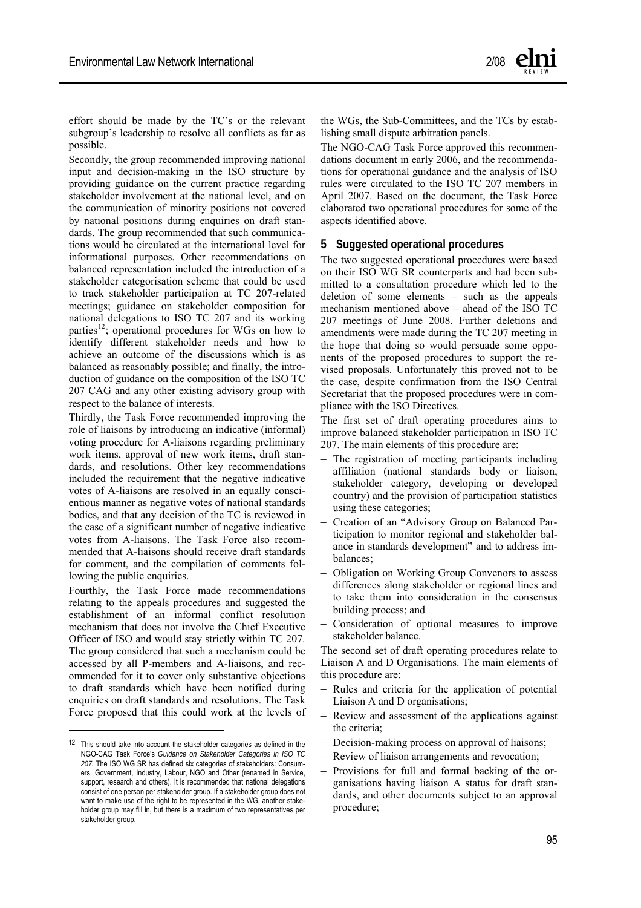effort should be made by the TC's or the relevant subgroup's leadership to resolve all conflicts as far as possible.

Secondly, the group recommended improving national input and decision-making in the ISO structure by providing guidance on the current practice regarding stakeholder involvement at the national level, and on the communication of minority positions not covered by national positions during enquiries on draft standards. The group recommended that such communications would be circulated at the international level for informational purposes. Other recommendations on balanced representation included the introduction of a stakeholder categorisation scheme that could be used to track stakeholder participation at TC 207-related meetings; guidance on stakeholder composition for national delegations to ISO TC 207 and its working parties[12]; operational procedures for WGs on how to identify different stakeholder needs and how to achieve an outcome of the discussions which is as balanced as reasonably possible; and finally, the introduction of guidance on the composition of the ISO TC 207 CAG and any other existing advisory group with respect to the balance of interests.

Thirdly, the Task Force recommended improving the role of liaisons by introducing an indicative (informal) voting procedure for A-liaisons regarding preliminary work items, approval of new work items, draft standards, and resolutions. Other key recommendations included the requirement that the negative indicative votes of A-liaisons are resolved in an equally conscientious manner as negative votes of national standards bodies, and that any decision of the TC is reviewed in the case of a significant number of negative indicative votes from A-liaisons. The Task Force also recommended that A-liaisons should receive draft standards for comment, and the compilation of comments following the public enquiries.

Fourthly, the Task Force made recommendations relating to the appeals procedures and suggested the establishment of an informal conflict resolution mechanism that does not involve the Chief Executive Officer of ISO and would stay strictly within TC 207. The group considered that such a mechanism could be accessed by all P-members and A-liaisons, and recommended for it to cover only substantive objections to draft standards which have been notified during enquiries on draft standards and resolutions. The Task Force proposed that this could work at the levels of the WGs, the Sub-Committees, and the TCs by establishing small dispute arbitration panels.

The NGO-CAG Task Force approved this recommendations document in early 2006, and the recommendations for operational guidance and the analysis of ISO rules were circulated to the ISO TC 207 members in April 2007. Based on the document, the Task Force elaborated two operational procedures for some of the aspects identified above.

## 5 Suggested operational procedures

The two suggested operational procedures were based on their ISO WG SR counterparts and had been submitted to a consultation procedure which led to the deletion of some elements – such as the appeals mechanism mentioned above – ahead of the ISO TC 207 meetings of June 2008. Further deletions and amendments were made during the TC 207 meeting in the hope that doing so would persuade some opponents of the proposed procedures to support the revised proposals. Unfortunately this proved not to be the case, despite confirmation from the ISO Central Secretariat that the proposed procedures were in compliance with the ISO Directives.

The first set of draft operating procedures aims to improve balanced stakeholder participation in ISO TC 207. The main elements of this procedure are:

- The registration of meeting participants including affiliation (national standards body or liaison, stakeholder category, developing or developed country) and the provision of participation statistics using these categories;
- Creation of an "Advisory Group on Balanced Participation to monitor regional and stakeholder balance in standards development" and to address imbalances;
- Obligation on Working Group Convenors to assess differences along stakeholder or regional lines and to take them into consideration in the consensus building process; and
- Consideration of optional measures to improve stakeholder balance.

The second set of draft operating procedures relate to Liaison A and D Organisations. The main elements of this procedure are:

- Rules and criteria for the application of potential Liaison A and D organisations;
- Review and assessment of the applications against the criteria;
- Decision-making process on approval of liaisons;
- Review of liaison arrangements and revocation;
- Provisions for full and formal backing of the organisations having liaison A status for draft standards, and other documents subject to an approval procedure;

---

[12] This should take into account the stakeholder categories as defined in the NGO-CAG Task Force's *Guidance on Stakeholder Categories in ISO TC 207*. The ISO WG SR has defined six categories of stakeholders: Consumers, Government, Industry, Labour, NGO and Other (renamed in Service, support, research and others). It is recommended that national delegations consist of one person per stakeholder group. If a stakeholder group does not want to make use of the right to be represented in the WG, another stakeholder group may fill in, but there is a maximum of two representatives per stakeholder group.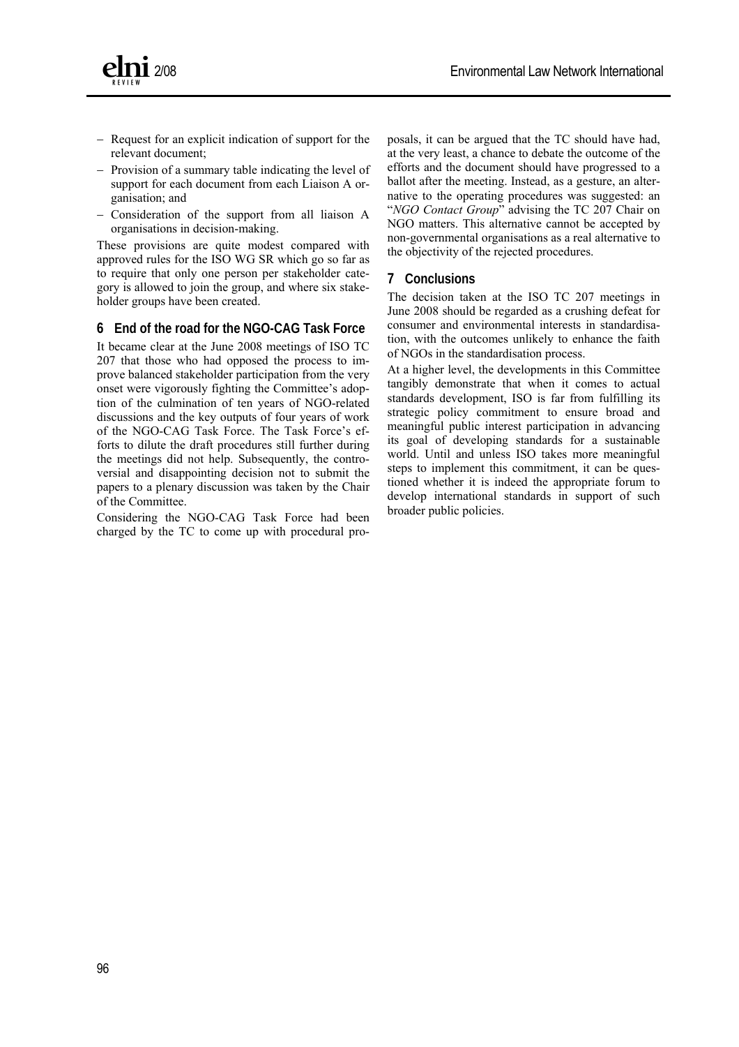- Request for an explicit indication of support for the relevant document;
- Provision of a summary table indicating the level of support for each document from each Liaison A organisation; and
- Consideration of the support from all liaison A organisations in decision-making.

These provisions are quite modest compared with approved rules for the ISO WG SR which go so far as to require that only one person per stakeholder category is allowed to join the group, and where six stakeholder groups have been created.

## 6 End of the road for the NGO-CAG Task Force

It became clear at the June 2008 meetings of ISO TC 207 that those who had opposed the process to improve balanced stakeholder participation from the very onset were vigorously fighting the Committee's adoption of the culmination of ten years of NGO-related discussions and the key outputs of four years of work of the NGO-CAG Task Force. The Task Force's efforts to dilute the draft procedures still further during the meetings did not help. Subsequently, the controversial and disappointing decision not to submit the papers to a plenary discussion was taken by the Chair of the Committee.

Considering the NGO-CAG Task Force had been charged by the TC to come up with procedural proposals, it can be argued that the TC should have had, at the very least, a chance to debate the outcome of the efforts and the document should have progressed to a ballot after the meeting. Instead, as a gesture, an alternative to the operating procedures was suggested: an "*NGO Contact Group*" advising the TC 207 Chair on NGO matters. This alternative cannot be accepted by non-governmental organisations as a real alternative to the objectivity of the rejected procedures.

## 7 Conclusions

The decision taken at the ISO TC 207 meetings in June 2008 should be regarded as a crushing defeat for consumer and environmental interests in standardisation, with the outcomes unlikely to enhance the faith of NGOs in the standardisation process.

At a higher level, the developments in this Committee tangibly demonstrate that when it comes to actual standards development, ISO is far from fulfilling its strategic policy commitment to ensure broad and meaningful public interest participation in advancing its goal of developing standards for a sustainable world. Until and unless ISO takes more meaningful steps to implement this commitment, it can be questioned whether it is indeed the appropriate forum to develop international standards in support of such broader public policies.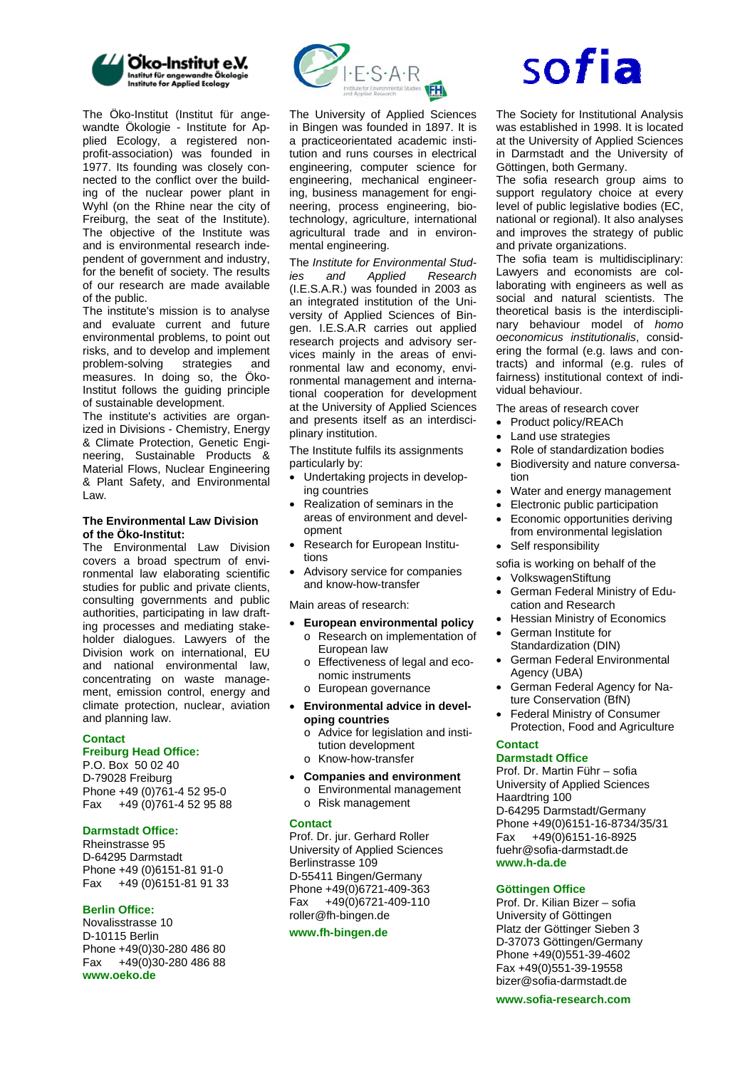# Öko-Institut e.V.

Institut für angewandte Ökologie
Institute for Applied Ecology

The Öko-Institut (Institut für angewandte Ökologie - Institute for Applied Ecology, a registered non-profit-association) was founded in 1977. Its founding was closely connected to the conflict over the building of the nuclear power plant in Wyhl (on the Rhine near the city of Freiburg, the seat of the Institute). The objective of the Institute was and is environmental research independent of government and industry, for the benefit of society. The results of our research are made available of the public.

The institute's mission is to analyse and evaluate current and future environmental problems, to point out risks, and to develop and implement problem-solving strategies and measures. In doing so, the Öko-Institut follows the guiding principle of sustainable development.

The institute's activities are organized in Divisions - Chemistry, Energy & Climate Protection, Genetic Engineering, Sustainable Products & Material Flows, Nuclear Engineering & Plant Safety, and Environmental Law.

**The Environmental Law Division of the Öko-Institut:**

The Environmental Law Division covers a broad spectrum of environmental law elaborating scientific studies for public and private clients, consulting governments and public authorities, participating in law drafting processes and mediating stakeholder dialogues. Lawyers of the Division work on international, EU and national environmental law, concentrating on waste management, emission control, energy and climate protection, nuclear, aviation and planning law.

**Contact**

**Freiburg Head Office:**

P.O. Box 50 02 40
D-79028 Freiburg
Phone +49 (0)761-4 52 95-0
Fax +49 (0)761-4 52 95 88

**Darmstadt Office:**

Rheinstrasse 95
D-64295 Darmstadt
Phone +49 (0)6151-81 91-0
Fax +49 (0)6151-81 91 33

**Berlin Office:**

Novalisstrasse 10
D-10115 Berlin
Phone +49(0)30-280 486 80
Fax +49(0)30-280 486 88
**www.oeko.de**

# I·E·S·A·R

Institute for Environmental Studies and Applied Research

The University of Applied Sciences in Bingen was founded in 1897. It is a practiceoriented academic institution and runs courses in electrical engineering, computer science for engineering, mechanical engineering, business management for engineering, process engineering, biotechnology, agriculture, international agricultural trade and in environmental engineering.

The *Institute for Environmental Studies and Applied Research* (I.E.S.A.R.) was founded in 2003 as an integrated institution of the University of Applied Sciences of Bingen. I.E.S.A.R carries out applied research projects and advisory services mainly in the areas of environmental law and economy, environmental management and international cooperation for development at the University of Applied Sciences and presents itself as an interdisciplinary institution.

The Institute fulfils its assignments particularly by:

- Undertaking projects in developing countries
- Realization of seminars in the areas of environment and development
- Research for European Institutions
- Advisory service for companies and know-how-transfer

Main areas of research:

- **European environmental policy**
  - Research on implementation of European law
  - Effectiveness of legal and economic instruments
  - European governance
- **Environmental advice in developing countries**
  - Advice for legislation and institution development
  - Know-how-transfer
- **Companies and environment**
  - Environmental management
  - Risk management

**Contact**

Prof. Dr. jur. Gerhard Roller
University of Applied Sciences
Berlinstrasse 109
D-55411 Bingen/Germany
Phone +49(0)6721-409-363
Fax +49(0)6721-409-110
roller@fh-bingen.de

**www.fh-bingen.de**

# sofia

The Society for Institutional Analysis was established in 1998. It is located at the University of Applied Sciences in Darmstadt and the University of Göttingen, both Germany.

The sofia research group aims to support regulatory choice at every level of public legislative bodies (EC, national or regional). It also analyses and improves the strategy of public and private organizations.

The sofia team is multidisciplinary: Lawyers and economists are collaborating with engineers as well as social and natural scientists. The theoretical basis is the interdisciplinary behaviour model of *homo oeconomicus institutionalis*, considering the formal (e.g. laws and contracts) and informal (e.g. rules of fairness) institutional context of individual behaviour.

The areas of research cover

- Product policy/REACh
- Land use strategies
- Role of standardization bodies
- Biodiversity and nature conversation
- Water and energy management
- Electronic public participation
- Economic opportunities deriving from environmental legislation
- Self responsibility

sofia is working on behalf of the

- VolkswagenStiftung
- German Federal Ministry of Education and Research
- Hessian Ministry of Economics
- German Institute for Standardization (DIN)
- German Federal Environmental Agency (UBA)
- German Federal Agency for Nature Conservation (BfN)
- Federal Ministry of Consumer Protection, Food and Agriculture

**Contact**

**Darmstadt Office**

Prof. Dr. Martin Führ – sofia
University of Applied Sciences
Haardtring 100
D-64295 Darmstadt/Germany
Phone +49(0)6151-16-8734/35/31
Fax +49(0)6151-16-8925
fuehr@sofia-darmstadt.de
**www.h-da.de**

**Göttingen Office**

Prof. Dr. Kilian Bizer – sofia
University of Göttingen
Platz der Göttinger Sieben 3
D-37073 Göttingen/Germany
Phone +49(0)551-39-4602
Fax +49(0)551-39-19558
bizer@sofia-darmstadt.de

**www.sofia-research.com**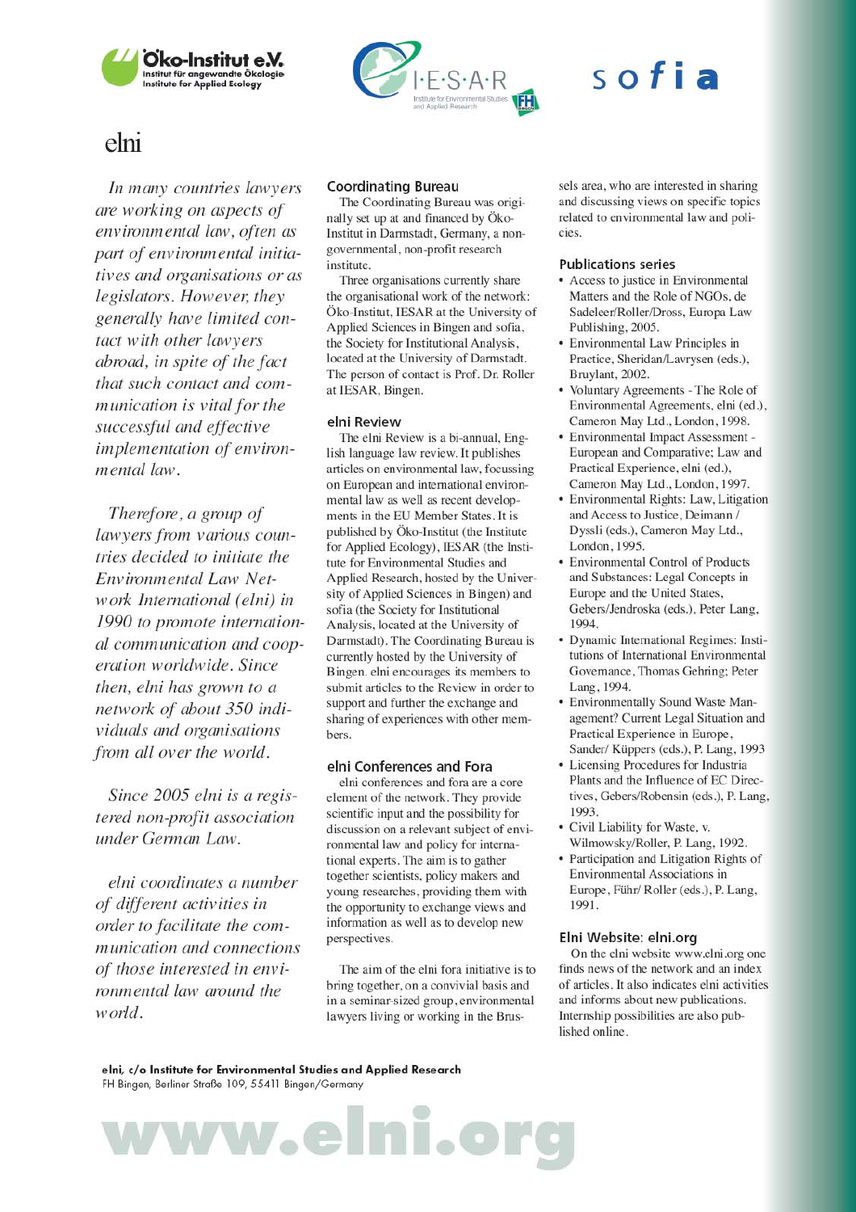Öko-Institut e.V.
Institut für angewandte Ökologie
Institute for Applied Ecology

I·E·S·A·R
Institute for Environmental Studies and Applied Research

sofia

# elni

*In many countries lawyers are working on aspects of environmental law, often as part of environmental initiatives and organisations or as legislators. However, they generally have limited contact with other lawyers abroad, in spite of the fact that such contact and communication is vital for the successful and effective implementation of environmental law.*

*Therefore, a group of lawyers from various countries decided to initiate the Environmental Law Network International (elni) in 1990 to promote international communication and cooperation worldwide. Since then, elni has grown to a network of about 350 individuals and organisations from all over the world.*

*Since 2005 elni is a registered non-profit association under German Law.*

*elni coordinates a number of different activities in order to facilitate the communication and connections of those interested in environmental law around the world.*

### Coordinating Bureau

The Coordinating Bureau was originally set up at and financed by Öko-Institut in Darmstadt, Germany, a non-governmental, non-profit research institute.

Three organisations currently share the organisational work of the network: Öko-Institut, IESAR at the University of Applied Sciences in Bingen and sofia, the Society for Institutional Analysis, located at the University of Darmstadt. The person of contact is Prof. Dr. Roller at IESAR, Bingen.

### elni Review

The elni Review is a bi-annual, English language law review. It publishes articles on environmental law, focussing on European and international environmental law as well as recent developments in the EU Member States. It is published by Öko-Institut (the Institute for Applied Ecology), IESAR (the Institute for Environmental Studies and Applied Research, hosted by the University of Applied Sciences in Bingen) and sofia (the Society for Institutional Analysis, located at the University of Darmstadt). The Coordinating Bureau is currently hosted by the University of Bingen. elni encourages its members to submit articles to the Review in order to support and further the exchange and sharing of experiences with other members.

### elni Conferences and Fora

elni conferences and fora are a core element of the network. They provide scientific input and the possibility for discussion on a relevant subject of environmental law and policy for international experts. The aim is to gather together scientists, policy makers and young researches, providing them with the opportunity to exchange views and information as well as to develop new perspectives.

The aim of the elni fora initiative is to bring together, on a convivial basis and in a seminar-sized group, environmental lawyers living or working in the Brussels area, who are interested in sharing and discussing views on specific topics related to environmental law and policies.

### Publications series

- Access to justice in Environmental Matters and the Role of NGOs, de Sadeleer/Roller/Dross, Europa Law Publishing, 2005.
- Environmental Law Principles in Practice, Sheridan/Lavrysen (eds.), Bruylant, 2002.
- Voluntary Agreements - The Role of Environmental Agreements, elni (ed.), Cameron May Ltd., London, 1998.
- Environmental Impact Assessment - European and Comparative; Law and Practical Experience, elni (ed.), Cameron May Ltd., London, 1997.
- Environmental Rights: Law, Litigation and Access to Justice, Deimann / Dyssli (eds.), Cameron May Ltd., London, 1995.
- Environmental Control of Products and Substances: Legal Concepts in Europe and the United States, Gebers/Jendroska (eds.), Peter Lang, 1994.
- Dynamic International Regimes: Institutions of International Environmental Governance, Thomas Gehring; Peter Lang, 1994.
- Environmentally Sound Waste Management? Current Legal Situation and Practical Experience in Europe, Sander/ Küppers (eds.), P. Lang, 1993
- Licensing Procedures for Industria Plants and the Influence of EC Directives, Gebers/Robensin (eds.), P. Lang, 1993.
- Civil Liability for Waste, v. Wilmowsky/Roller, P. Lang, 1992.
- Participation and Litigation Rights of Environmental Associations in Europe, Führ/ Roller (eds.), P. Lang, 1991.

### Elni Website: elni.org

On the elni website www.elni.org one finds news of the network and an index of articles. It also indicates elni activities and informs about new publications. Internship possibilities are also published online.

**elni, c/o Institute for Environmental Studies and Applied Research**
FH Bingen, Berliner Straße 109, 55411 Bingen/Germany

**www.elni.org**